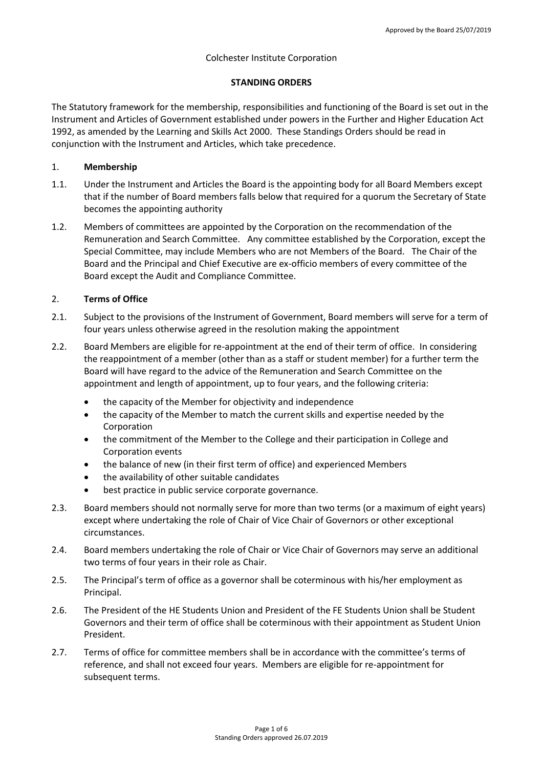Approved by the Board 25/07/2019

Colchester Institute Corporation

**STANDING ORDERS**

The Statutory framework for the membership, responsibilities and functioning of the Board is set out in the Instrument and Articles of Government established under powers in the Further and Higher Education Act 1992, as amended by the Learning and Skills Act 2000. These Standings Orders should be read in conjunction with the Instrument and Articles, which take precedence.

## 1. **Membership**

1.1. Under the Instrument and Articles the Board is the appointing body for all Board Members except that if the number of Board members falls below that required for a quorum the Secretary of State becomes the appointing authority

1.2. Members of committees are appointed by the Corporation on the recommendation of the Remuneration and Search Committee. Any committee established by the Corporation, except the Special Committee, may include Members who are not Members of the Board. The Chair of the Board and the Principal and Chief Executive are ex-officio members of every committee of the Board except the Audit and Compliance Committee.

## 2. **Terms of Office**

2.1. Subject to the provisions of the Instrument of Government, Board members will serve for a term of four years unless otherwise agreed in the resolution making the appointment

2.2. Board Members are eligible for re-appointment at the end of their term of office. In considering the reappointment of a member (other than as a staff or student member) for a further term the Board will have regard to the advice of the Remuneration and Search Committee on the appointment and length of appointment, up to four years, and the following criteria:

- the capacity of the Member for objectivity and independence
- the capacity of the Member to match the current skills and expertise needed by the Corporation
- the commitment of the Member to the College and their participation in College and Corporation events
- the balance of new (in their first term of office) and experienced Members
- the availability of other suitable candidates
- best practice in public service corporate governance.

2.3. Board members should not normally serve for more than two terms (or a maximum of eight years) except where undertaking the role of Chair of Vice Chair of Governors or other exceptional circumstances.

2.4. Board members undertaking the role of Chair or Vice Chair of Governors may serve an additional two terms of four years in their role as Chair.

2.5. The Principal's term of office as a governor shall be coterminous with his/her employment as Principal.

2.6. The President of the HE Students Union and President of the FE Students Union shall be Student Governors and their term of office shall be coterminous with their appointment as Student Union President.

2.7. Terms of office for committee members shall be in accordance with the committee's terms of reference, and shall not exceed four years. Members are eligible for re-appointment for subsequent terms.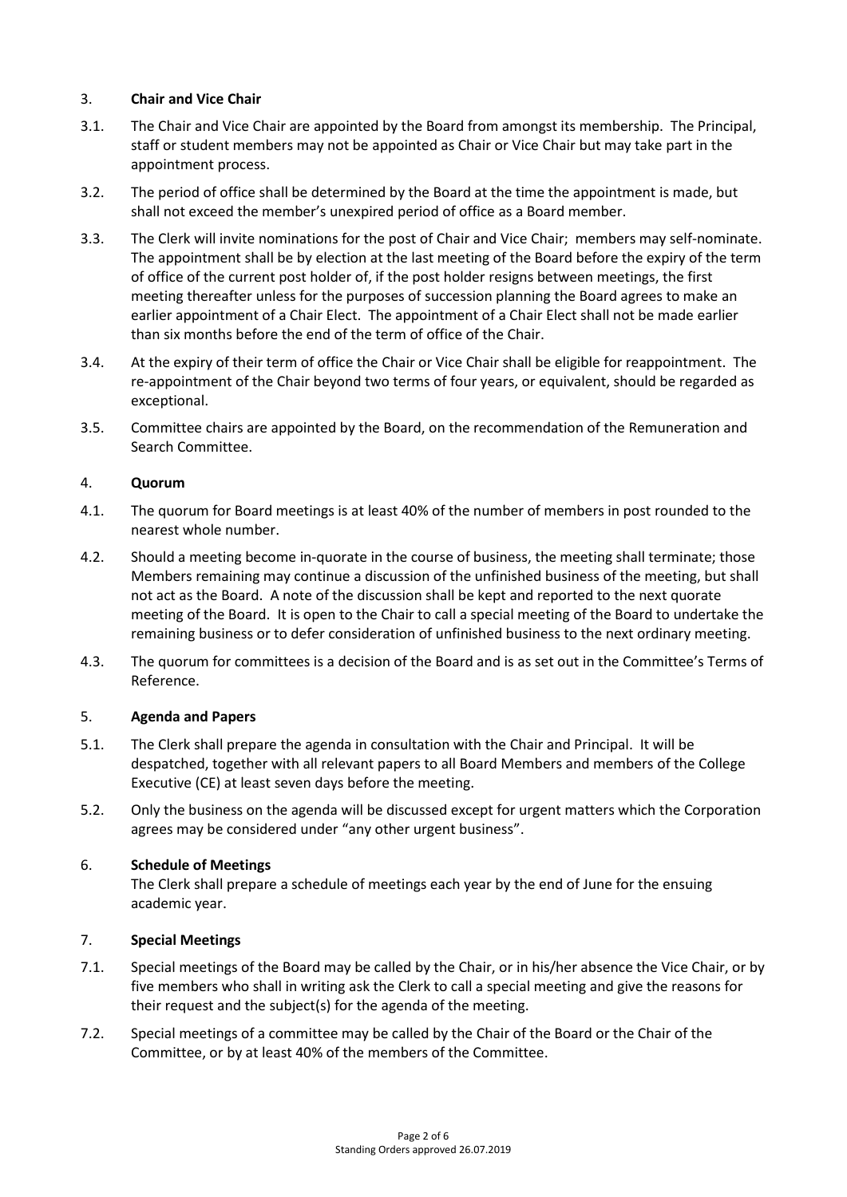## 3. **Chair and Vice Chair**

3.1. The Chair and Vice Chair are appointed by the Board from amongst its membership. The Principal, staff or student members may not be appointed as Chair or Vice Chair but may take part in the appointment process.

3.2. The period of office shall be determined by the Board at the time the appointment is made, but shall not exceed the member's unexpired period of office as a Board member.

3.3. The Clerk will invite nominations for the post of Chair and Vice Chair; members may self-nominate. The appointment shall be by election at the last meeting of the Board before the expiry of the term of office of the current post holder of, if the post holder resigns between meetings, the first meeting thereafter unless for the purposes of succession planning the Board agrees to make an earlier appointment of a Chair Elect. The appointment of a Chair Elect shall not be made earlier than six months before the end of the term of office of the Chair.

3.4. At the expiry of their term of office the Chair or Vice Chair shall be eligible for reappointment. The re-appointment of the Chair beyond two terms of four years, or equivalent, should be regarded as exceptional.

3.5. Committee chairs are appointed by the Board, on the recommendation of the Remuneration and Search Committee.

## 4. **Quorum**

4.1. The quorum for Board meetings is at least 40% of the number of members in post rounded to the nearest whole number.

4.2. Should a meeting become in-quorate in the course of business, the meeting shall terminate; those Members remaining may continue a discussion of the unfinished business of the meeting, but shall not act as the Board. A note of the discussion shall be kept and reported to the next quorate meeting of the Board. It is open to the Chair to call a special meeting of the Board to undertake the remaining business or to defer consideration of unfinished business to the next ordinary meeting.

4.3. The quorum for committees is a decision of the Board and is as set out in the Committee's Terms of Reference.

## 5. **Agenda and Papers**

5.1. The Clerk shall prepare the agenda in consultation with the Chair and Principal. It will be despatched, together with all relevant papers to all Board Members and members of the College Executive (CE) at least seven days before the meeting.

5.2. Only the business on the agenda will be discussed except for urgent matters which the Corporation agrees may be considered under "any other urgent business".

## 6. **Schedule of Meetings**

The Clerk shall prepare a schedule of meetings each year by the end of June for the ensuing academic year.

## 7. **Special Meetings**

7.1. Special meetings of the Board may be called by the Chair, or in his/her absence the Vice Chair, or by five members who shall in writing ask the Clerk to call a special meeting and give the reasons for their request and the subject(s) for the agenda of the meeting.

7.2. Special meetings of a committee may be called by the Chair of the Board or the Chair of the Committee, or by at least 40% of the members of the Committee.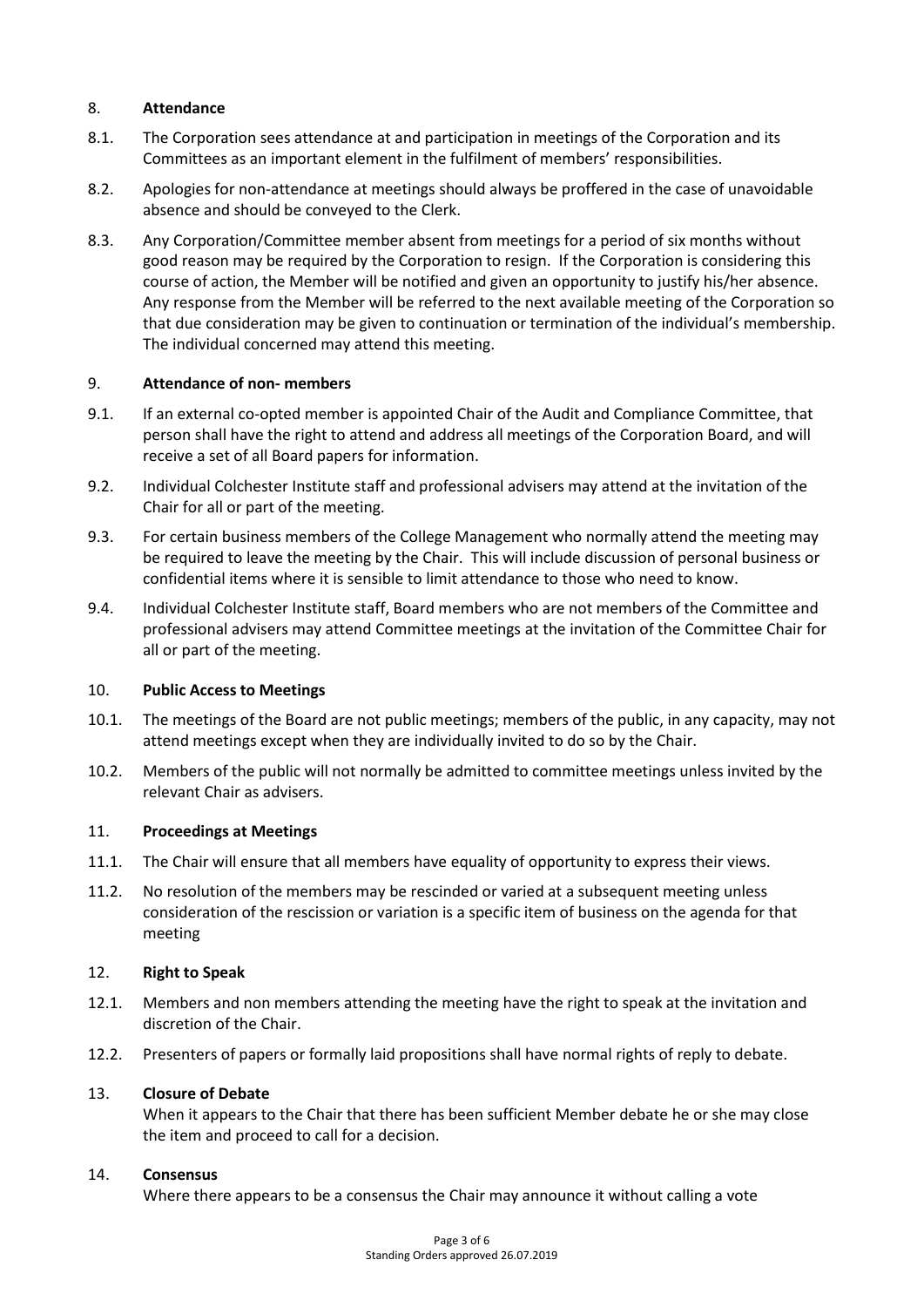## 8. Attendance

8.1. The Corporation sees attendance at and participation in meetings of the Corporation and its Committees as an important element in the fulfilment of members' responsibilities.

8.2. Apologies for non-attendance at meetings should always be proffered in the case of unavoidable absence and should be conveyed to the Clerk.

8.3. Any Corporation/Committee member absent from meetings for a period of six months without good reason may be required by the Corporation to resign. If the Corporation is considering this course of action, the Member will be notified and given an opportunity to justify his/her absence. Any response from the Member will be referred to the next available meeting of the Corporation so that due consideration may be given to continuation or termination of the individual's membership. The individual concerned may attend this meeting.

## 9. Attendance of non- members

9.1. If an external co-opted member is appointed Chair of the Audit and Compliance Committee, that person shall have the right to attend and address all meetings of the Corporation Board, and will receive a set of all Board papers for information.

9.2. Individual Colchester Institute staff and professional advisers may attend at the invitation of the Chair for all or part of the meeting.

9.3. For certain business members of the College Management who normally attend the meeting may be required to leave the meeting by the Chair. This will include discussion of personal business or confidential items where it is sensible to limit attendance to those who need to know.

9.4. Individual Colchester Institute staff, Board members who are not members of the Committee and professional advisers may attend Committee meetings at the invitation of the Committee Chair for all or part of the meeting.

## 10. Public Access to Meetings

10.1. The meetings of the Board are not public meetings; members of the public, in any capacity, may not attend meetings except when they are individually invited to do so by the Chair.

10.2. Members of the public will not normally be admitted to committee meetings unless invited by the relevant Chair as advisers.

## 11. Proceedings at Meetings

11.1. The Chair will ensure that all members have equality of opportunity to express their views.

11.2. No resolution of the members may be rescinded or varied at a subsequent meeting unless consideration of the rescission or variation is a specific item of business on the agenda for that meeting

## 12. Right to Speak

12.1. Members and non members attending the meeting have the right to speak at the invitation and discretion of the Chair.

12.2. Presenters of papers or formally laid propositions shall have normal rights of reply to debate.

## 13. Closure of Debate

When it appears to the Chair that there has been sufficient Member debate he or she may close the item and proceed to call for a decision.

## 14. Consensus

Where there appears to be a consensus the Chair may announce it without calling a vote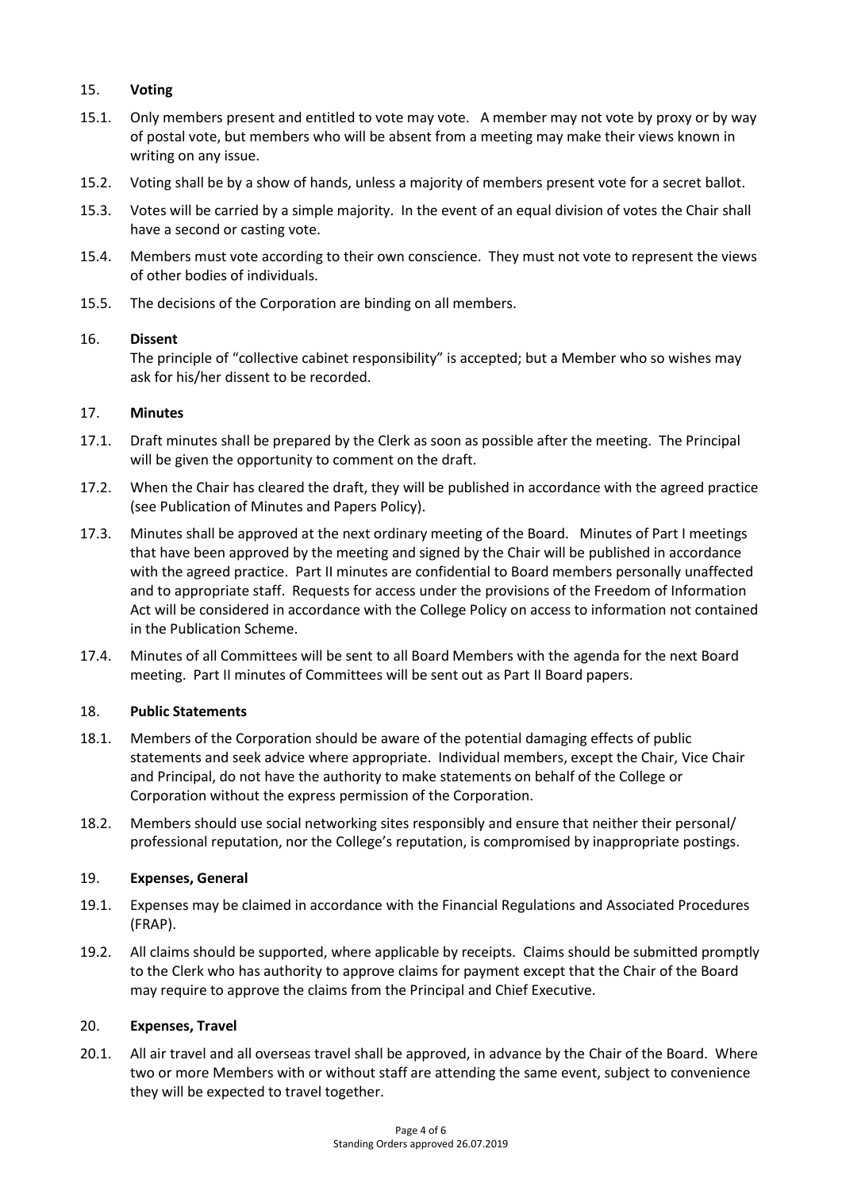## 15. **Voting**

15.1. Only members present and entitled to vote may vote. A member may not vote by proxy or by way of postal vote, but members who will be absent from a meeting may make their views known in writing on any issue.

15.2. Voting shall be by a show of hands, unless a majority of members present vote for a secret ballot.

15.3. Votes will be carried by a simple majority. In the event of an equal division of votes the Chair shall have a second or casting vote.

15.4. Members must vote according to their own conscience. They must not vote to represent the views of other bodies of individuals.

15.5. The decisions of the Corporation are binding on all members.

## 16. **Dissent**

The principle of "collective cabinet responsibility" is accepted; but a Member who so wishes may ask for his/her dissent to be recorded.

## 17. **Minutes**

17.1. Draft minutes shall be prepared by the Clerk as soon as possible after the meeting. The Principal will be given the opportunity to comment on the draft.

17.2. When the Chair has cleared the draft, they will be published in accordance with the agreed practice (see Publication of Minutes and Papers Policy).

17.3. Minutes shall be approved at the next ordinary meeting of the Board. Minutes of Part I meetings that have been approved by the meeting and signed by the Chair will be published in accordance with the agreed practice. Part II minutes are confidential to Board members personally unaffected and to appropriate staff. Requests for access under the provisions of the Freedom of Information Act will be considered in accordance with the College Policy on access to information not contained in the Publication Scheme.

17.4. Minutes of all Committees will be sent to all Board Members with the agenda for the next Board meeting. Part II minutes of Committees will be sent out as Part II Board papers.

## 18. **Public Statements**

18.1. Members of the Corporation should be aware of the potential damaging effects of public statements and seek advice where appropriate. Individual members, except the Chair, Vice Chair and Principal, do not have the authority to make statements on behalf of the College or Corporation without the express permission of the Corporation.

18.2. Members should use social networking sites responsibly and ensure that neither their personal/ professional reputation, nor the College's reputation, is compromised by inappropriate postings.

## 19. **Expenses, General**

19.1. Expenses may be claimed in accordance with the Financial Regulations and Associated Procedures (FRAP).

19.2. All claims should be supported, where applicable by receipts. Claims should be submitted promptly to the Clerk who has authority to approve claims for payment except that the Chair of the Board may require to approve the claims from the Principal and Chief Executive.

## 20. **Expenses, Travel**

20.1. All air travel and all overseas travel shall be approved, in advance by the Chair of the Board. Where two or more Members with or without staff are attending the same event, subject to convenience they will be expected to travel together.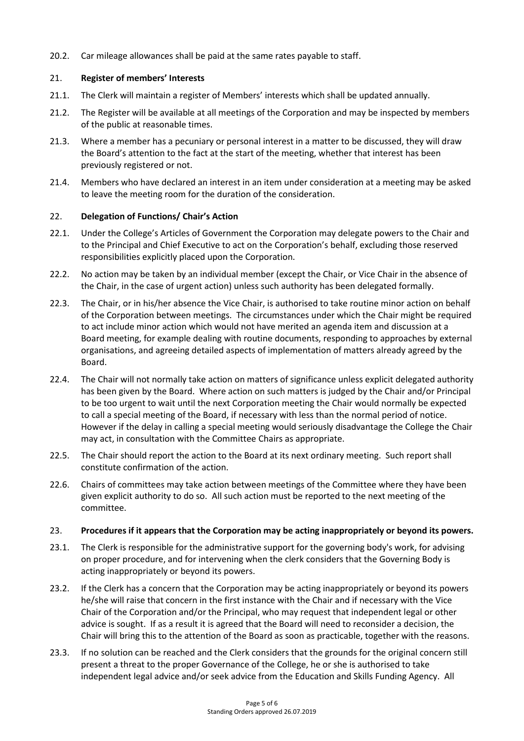20.2. Car mileage allowances shall be paid at the same rates payable to staff.

## 21. **Register of members' Interests**

21.1. The Clerk will maintain a register of Members' interests which shall be updated annually.

21.2. The Register will be available at all meetings of the Corporation and may be inspected by members of the public at reasonable times.

21.3. Where a member has a pecuniary or personal interest in a matter to be discussed, they will draw the Board's attention to the fact at the start of the meeting, whether that interest has been previously registered or not.

21.4. Members who have declared an interest in an item under consideration at a meeting may be asked to leave the meeting room for the duration of the consideration.

## 22. **Delegation of Functions/ Chair's Action**

22.1. Under the College's Articles of Government the Corporation may delegate powers to the Chair and to the Principal and Chief Executive to act on the Corporation's behalf, excluding those reserved responsibilities explicitly placed upon the Corporation.

22.2. No action may be taken by an individual member (except the Chair, or Vice Chair in the absence of the Chair, in the case of urgent action) unless such authority has been delegated formally.

22.3. The Chair, or in his/her absence the Vice Chair, is authorised to take routine minor action on behalf of the Corporation between meetings. The circumstances under which the Chair might be required to act include minor action which would not have merited an agenda item and discussion at a Board meeting, for example dealing with routine documents, responding to approaches by external organisations, and agreeing detailed aspects of implementation of matters already agreed by the Board.

22.4. The Chair will not normally take action on matters of significance unless explicit delegated authority has been given by the Board. Where action on such matters is judged by the Chair and/or Principal to be too urgent to wait until the next Corporation meeting the Chair would normally be expected to call a special meeting of the Board, if necessary with less than the normal period of notice. However if the delay in calling a special meeting would seriously disadvantage the College the Chair may act, in consultation with the Committee Chairs as appropriate.

22.5. The Chair should report the action to the Board at its next ordinary meeting. Such report shall constitute confirmation of the action.

22.6. Chairs of committees may take action between meetings of the Committee where they have been given explicit authority to do so. All such action must be reported to the next meeting of the committee.

## 23. **Procedures if it appears that the Corporation may be acting inappropriately or beyond its powers.**

23.1. The Clerk is responsible for the administrative support for the governing body's work, for advising on proper procedure, and for intervening when the clerk considers that the Governing Body is acting inappropriately or beyond its powers.

23.2. If the Clerk has a concern that the Corporation may be acting inappropriately or beyond its powers he/she will raise that concern in the first instance with the Chair and if necessary with the Vice Chair of the Corporation and/or the Principal, who may request that independent legal or other advice is sought. If as a result it is agreed that the Board will need to reconsider a decision, the Chair will bring this to the attention of the Board as soon as practicable, together with the reasons.

23.3. If no solution can be reached and the Clerk considers that the grounds for the original concern still present a threat to the proper Governance of the College, he or she is authorised to take independent legal advice and/or seek advice from the Education and Skills Funding Agency. All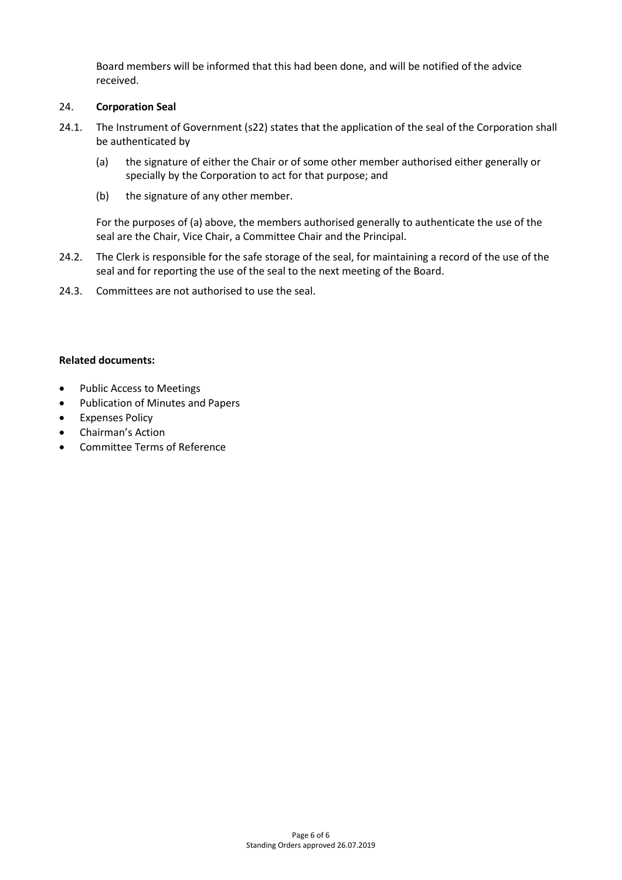Board members will be informed that this had been done, and will be notified of the advice received.

24. **Corporation Seal**

24.1. The Instrument of Government (s22) states that the application of the seal of the Corporation shall be authenticated by

(a) the signature of either the Chair or of some other member authorised either generally or specially by the Corporation to act for that purpose; and

(b) the signature of any other member.

For the purposes of (a) above, the members authorised generally to authenticate the use of the seal are the Chair, Vice Chair, a Committee Chair and the Principal.

24.2. The Clerk is responsible for the safe storage of the seal, for maintaining a record of the use of the seal and for reporting the use of the seal to the next meeting of the Board.

24.3. Committees are not authorised to use the seal.

**Related documents:**

- Public Access to Meetings
- Publication of Minutes and Papers
- Expenses Policy
- Chairman's Action
- Committee Terms of Reference